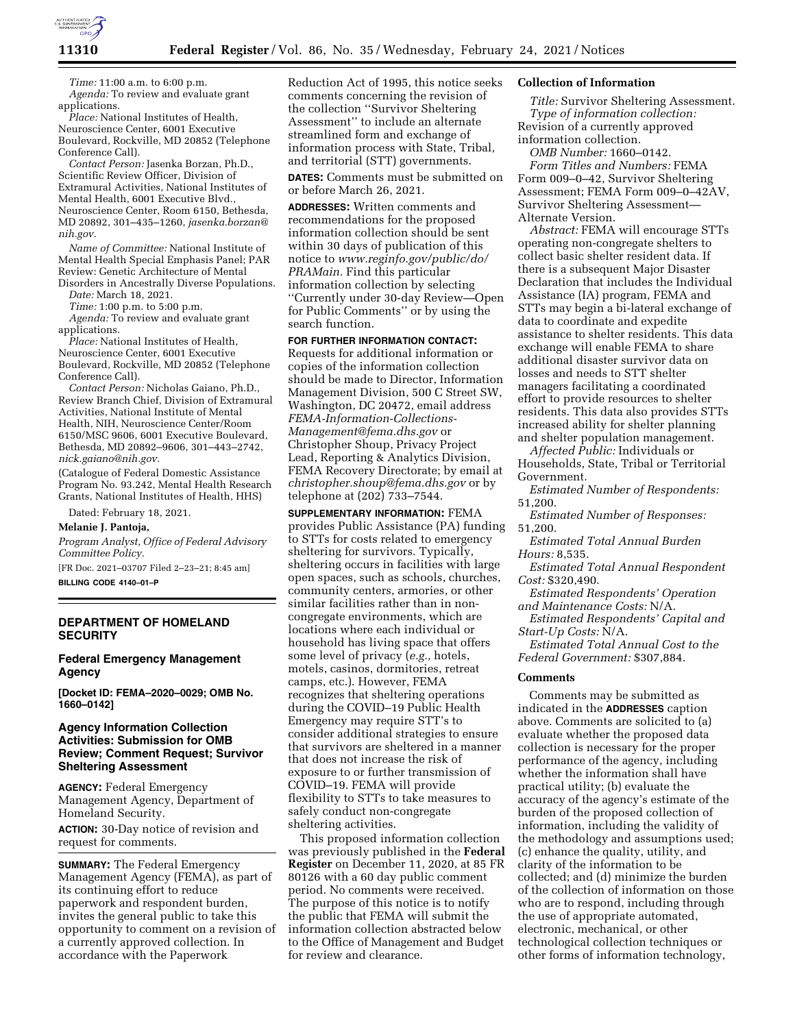*Time:* 11:00 a.m. to 6:00 p.m.

*Agenda:* To review and evaluate grant applications.

*Place:* National Institutes of Health, Neuroscience Center, 6001 Executive Boulevard, Rockville, MD 20852 (Telephone Conference Call).

*Contact Person:* Jasenka Borzan, Ph.D., Scientific Review Officer, Division of Extramural Activities, National Institutes of Mental Health, 6001 Executive Blvd., Neuroscience Center, Room 6150, Bethesda, MD 20892, 301–435–1260, *jasenka.borzan@nih.gov.*

*Name of Committee:* National Institute of Mental Health Special Emphasis Panel; PAR Review: Genetic Architecture of Mental Disorders in Ancestrally Diverse Populations.

*Date:* March 18, 2021.

*Time:* 1:00 p.m. to 5:00 p.m.

*Agenda:* To review and evaluate grant applications.

*Place:* National Institutes of Health, Neuroscience Center, 6001 Executive Boulevard, Rockville, MD 20852 (Telephone Conference Call).

*Contact Person:* Nicholas Gaiano, Ph.D., Review Branch Chief, Division of Extramural Activities, National Institute of Mental Health, NIH, Neuroscience Center/Room 6150/MSC 9606, 6001 Executive Boulevard, Bethesda, MD 20892–9606, 301–443–2742, *nick.gaiano@nih.gov.*

(Catalogue of Federal Domestic Assistance Program No. 93.242, Mental Health Research Grants, National Institutes of Health, HHS)

Dated: February 18, 2021.

**Melanie J. Pantoja,**

*Program Analyst, Office of Federal Advisory Committee Policy.*

[FR Doc. 2021–03707 Filed 2–23–21; 8:45 am]

**BILLING CODE 4140–01–P**

## DEPARTMENT OF HOMELAND SECURITY

### Federal Emergency Management Agency

**[Docket ID: FEMA–2020–0029; OMB No. 1660–0142]**

### Agency Information Collection Activities: Submission for OMB Review; Comment Request; Survivor Sheltering Assessment

**AGENCY:** Federal Emergency Management Agency, Department of Homeland Security.

**ACTION:** 30-Day notice of revision and request for comments.

**SUMMARY:** The Federal Emergency Management Agency (FEMA), as part of its continuing effort to reduce paperwork and respondent burden, invites the general public to take this opportunity to comment on a revision of a currently approved collection. In accordance with the Paperwork Reduction Act of 1995, this notice seeks comments concerning the revision of the collection ''Survivor Sheltering Assessment'' to include an alternate streamlined form and exchange of information process with State, Tribal, and territorial (STT) governments.

**DATES:** Comments must be submitted on or before March 26, 2021.

**ADDRESSES:** Written comments and recommendations for the proposed information collection should be sent within 30 days of publication of this notice to *www.reginfo.gov/public/do/PRAMain.* Find this particular information collection by selecting ''Currently under 30-day Review—Open for Public Comments'' or by using the search function.

**FOR FURTHER INFORMATION CONTACT:** Requests for additional information or copies of the information collection should be made to Director, Information Management Division, 500 C Street SW, Washington, DC 20472, email address *FEMA-Information-Collections-Management@fema.dhs.gov* or Christopher Shoup, Privacy Project Lead, Reporting & Analytics Division, FEMA Recovery Directorate; by email at *christopher.shoup@fema.dhs.gov* or by telephone at (202) 733–7544.

**SUPPLEMENTARY INFORMATION:** FEMA provides Public Assistance (PA) funding to STTs for costs related to emergency sheltering for survivors. Typically, sheltering occurs in facilities with large open spaces, such as schools, churches, community centers, armories, or other similar facilities rather than in non-congregate environments, which are locations where each individual or household has living space that offers some level of privacy (*e.g.,* hotels, motels, casinos, dormitories, retreat camps, etc.). However, FEMA recognizes that sheltering operations during the COVID–19 Public Health Emergency may require STT's to consider additional strategies to ensure that survivors are sheltered in a manner that does not increase the risk of exposure to or further transmission of COVID–19. FEMA will provide flexibility to STTs to take measures to safely conduct non-congregate sheltering activities.

This proposed information collection was previously published in the **Federal Register** on December 11, 2020, at 85 FR 80126 with a 60 day public comment period. No comments were received. The purpose of this notice is to notify the public that FEMA will submit the information collection abstracted below to the Office of Management and Budget for review and clearance.

#### Collection of Information

*Title:* Survivor Sheltering Assessment.

*Type of information collection:* Revision of a currently approved information collection.

*OMB Number:* 1660–0142.

*Form Titles and Numbers:* FEMA Form 009–0–42, Survivor Sheltering Assessment; FEMA Form 009–0–42AV, Survivor Sheltering Assessment—Alternate Version.

*Abstract:* FEMA will encourage STTs operating non-congregate shelters to collect basic shelter resident data. If there is a subsequent Major Disaster Declaration that includes the Individual Assistance (IA) program, FEMA and STTs may begin a bi-lateral exchange of data to coordinate and expedite assistance to shelter residents. This data exchange will enable FEMA to share additional disaster survivor data on losses and needs to STT shelter managers facilitating a coordinated effort to provide resources to shelter residents. This data also provides STTs increased ability for shelter planning and shelter population management.

*Affected Public:* Individuals or Households, State, Tribal or Territorial Government.

*Estimated Number of Respondents:* 51,200.

*Estimated Number of Responses:* 51,200.

*Estimated Total Annual Burden Hours:* 8,535.

*Estimated Total Annual Respondent Cost:* $320,490.

*Estimated Respondents' Operation and Maintenance Costs:* N/A.

*Estimated Respondents' Capital and Start-Up Costs:* N/A.

*Estimated Total Annual Cost to the Federal Government:* $307,884.

#### Comments

Comments may be submitted as indicated in the **ADDRESSES** caption above. Comments are solicited to (a) evaluate whether the proposed data collection is necessary for the proper performance of the agency, including whether the information shall have practical utility; (b) evaluate the accuracy of the agency's estimate of the burden of the proposed collection of information, including the validity of the methodology and assumptions used; (c) enhance the quality, utility, and clarity of the information to be collected; and (d) minimize the burden of the collection of information on those who are to respond, including through the use of appropriate automated, electronic, mechanical, or other technological collection techniques or other forms of information technology,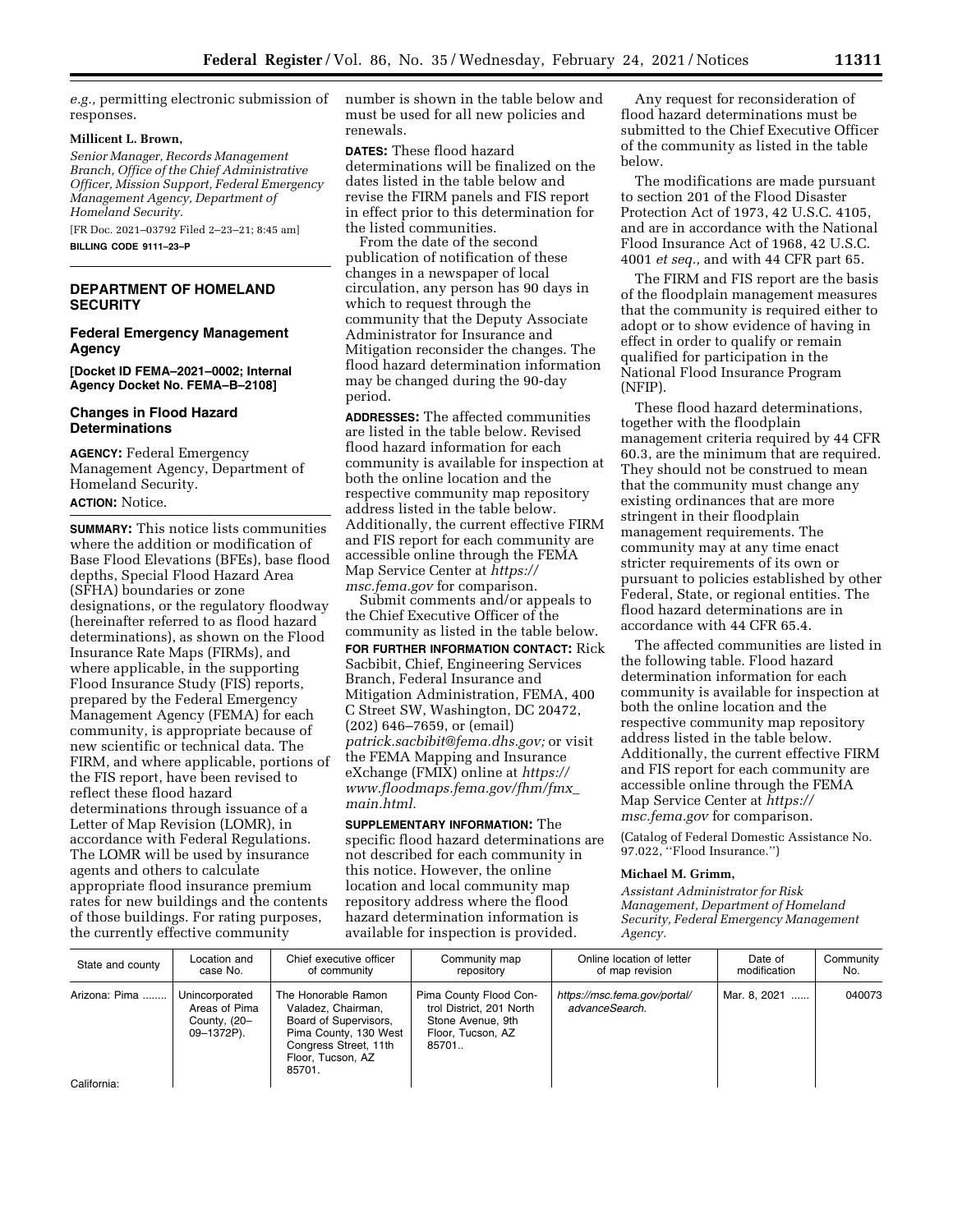*e.g.,* permitting electronic submission of responses.

**Millicent L. Brown,**

*Senior Manager, Records Management Branch, Office of the Chief Administrative Officer, Mission Support, Federal Emergency Management Agency, Department of Homeland Security.*

[FR Doc. 2021–03792 Filed 2–23–21; 8:45 am]

**BILLING CODE 9111–23–P**

## DEPARTMENT OF HOMELAND SECURITY

### Federal Emergency Management Agency

**[Docket ID FEMA–2021–0002; Internal Agency Docket No. FEMA–B–2108]**

### Changes in Flood Hazard Determinations

**AGENCY:** Federal Emergency Management Agency, Department of Homeland Security.

**ACTION:** Notice.

**SUMMARY:** This notice lists communities where the addition or modification of Base Flood Elevations (BFEs), base flood depths, Special Flood Hazard Area (SFHA) boundaries or zone designations, or the regulatory floodway (hereinafter referred to as flood hazard determinations), as shown on the Flood Insurance Rate Maps (FIRMs), and where applicable, in the supporting Flood Insurance Study (FIS) reports, prepared by the Federal Emergency Management Agency (FEMA) for each community, is appropriate because of new scientific or technical data. The FIRM, and where applicable, portions of the FIS report, have been revised to reflect these flood hazard determinations through issuance of a Letter of Map Revision (LOMR), in accordance with Federal Regulations. The LOMR will be used by insurance agents and others to calculate appropriate flood insurance premium rates for new buildings and the contents of those buildings. For rating purposes, the currently effective community number is shown in the table below and must be used for all new policies and renewals.

**DATES:** These flood hazard determinations will be finalized on the dates listed in the table below and revise the FIRM panels and FIS report in effect prior to this determination for the listed communities.

From the date of the second publication of notification of these changes in a newspaper of local circulation, any person has 90 days in which to request through the community that the Deputy Associate Administrator for Insurance and Mitigation reconsider the changes. The flood hazard determination information may be changed during the 90-day period.

**ADDRESSES:** The affected communities are listed in the table below. Revised flood hazard information for each community is available for inspection at both the online location and the respective community map repository address listed in the table below. Additionally, the current effective FIRM and FIS report for each community are accessible online through the FEMA Map Service Center at *https://msc.fema.gov* for comparison.

Submit comments and/or appeals to the Chief Executive Officer of the community as listed in the table below.

**FOR FURTHER INFORMATION CONTACT:** Rick Sacbibit, Chief, Engineering Services Branch, Federal Insurance and Mitigation Administration, FEMA, 400 C Street SW, Washington, DC 20472, (202) 646–7659, or (email) *patrick.sacbibit@fema.dhs.gov;* or visit the FEMA Mapping and Insurance eXchange (FMIX) online at *https://www.floodmaps.fema.gov/fhm/fmx_main.html.*

**SUPPLEMENTARY INFORMATION:** The specific flood hazard determinations are not described for each community in this notice. However, the online location and local community map repository address where the flood hazard determination information is available for inspection is provided.

Any request for reconsideration of flood hazard determinations must be submitted to the Chief Executive Officer of the community as listed in the table below.

The modifications are made pursuant to section 201 of the Flood Disaster Protection Act of 1973, 42 U.S.C. 4105, and are in accordance with the National Flood Insurance Act of 1968, 42 U.S.C. 4001 *et seq.,* and with 44 CFR part 65.

The FIRM and FIS report are the basis of the floodplain management measures that the community is required either to adopt or to show evidence of having in effect in order to qualify or remain qualified for participation in the National Flood Insurance Program (NFIP).

These flood hazard determinations, together with the floodplain management criteria required by 44 CFR 60.3, are the minimum that are required. They should not be construed to mean that the community must change any existing ordinances that are more stringent in their floodplain management requirements. The community may at any time enact stricter requirements of its own or pursuant to policies established by other Federal, State, or regional entities. The flood hazard determinations are in accordance with 44 CFR 65.4.

The affected communities are listed in the following table. Flood hazard determination information for each community is available for inspection at both the online location and the respective community map repository address listed in the table below. Additionally, the current effective FIRM and FIS report for each community are accessible online through the FEMA Map Service Center at *https://msc.fema.gov* for comparison.

(Catalog of Federal Domestic Assistance No. 97.022, "Flood Insurance.")

**Michael M. Grimm,**

*Assistant Administrator for Risk Management, Department of Homeland Security, Federal Emergency Management Agency.*

| State and county | Location and case No. | Chief executive officer of community | Community map repository | Online location of letter of map revision | Date of modification | Community No. |
|---|---|---|---|---|---|---|
| Arizona: Pima | Unincorporated Areas of Pima County, (20–09–1372P). | The Honorable Ramon Valadez, Chairman, Board of Supervisors, Pima County, 130 West Congress Street, 11th Floor, Tucson, AZ 85701. | Pima County Flood Control District, 201 North Stone Avenue, 9th Floor, Tucson, AZ 85701.. | *https://msc.fema.gov/portal/advanceSearch.* | Mar. 8, 2021 | 040073 |
| California: | | | | | | |